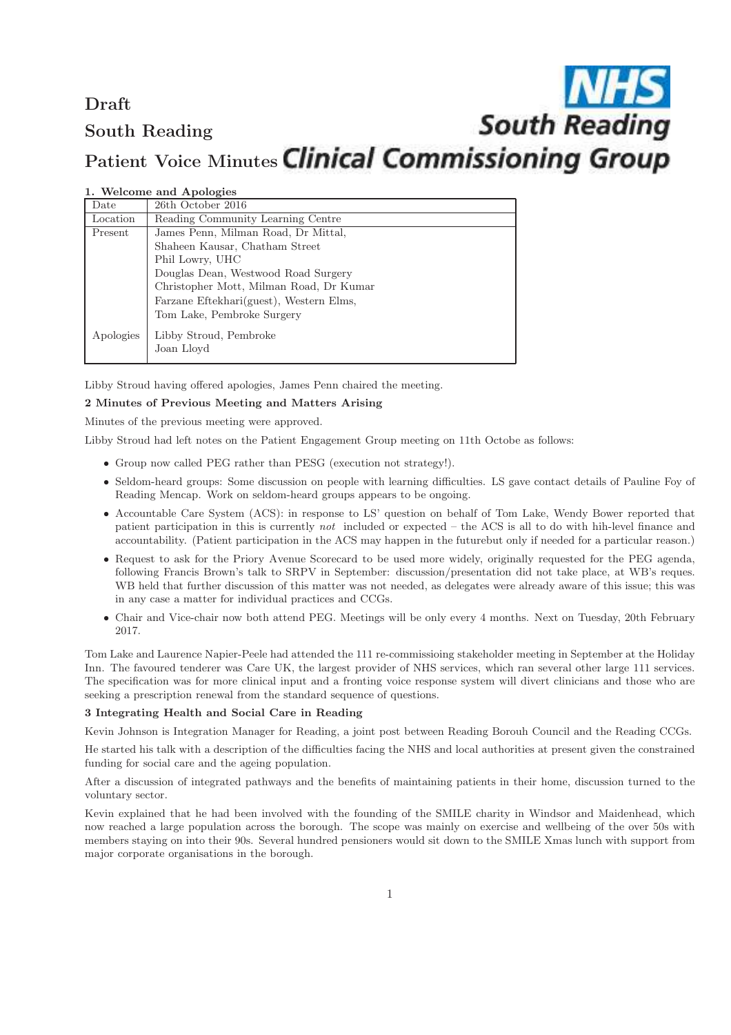# Draft

# South Reading

# Patient Voice Minutes

NHS South Reading Clinical Commissioning Group

**1. Welcome and Apologies**

| | |
|---|---|
| Date | 26th October 2016 |
| Location | Reading Community Learning Centre |
| Present | James Penn, Milman Road, Dr Mittal,<br>Shaheen Kausar, Chatham Street<br>Phil Lowry, UHC<br>Douglas Dean, Westwood Road Surgery<br>Christopher Mott, Milman Road, Dr Kumar<br>Farzane Eftekhari(guest), Western Elms,<br>Tom Lake, Pembroke Surgery |
| Apologies | Libby Stroud, Pembroke<br>Joan Lloyd |

Libby Stroud having offered apologies, James Penn chaired the meeting.

**2 Minutes of Previous Meeting and Matters Arising**

Minutes of the previous meeting were approved.

Libby Stroud had left notes on the Patient Engagement Group meeting on 11th Octobe as follows:

- Group now called PEG rather than PESG (execution not strategy!).
- Seldom-heard groups: Some discussion on people with learning difficulties. LS gave contact details of Pauline Foy of Reading Mencap. Work on seldom-heard groups appears to be ongoing.
- Accountable Care System (ACS): in response to LS' question on behalf of Tom Lake, Wendy Bower reported that patient participation in this is currently *not* included or expected – the ACS is all to do with hih-level finance and accountability. (Patient participation in the ACS may happen in the futurebut only if needed for a particular reason.)
- Request to ask for the Priory Avenue Scorecard to be used more widely, originally requested for the PEG agenda, following Francis Brown's talk to SRPV in September: discussion/presentation did not take place, at WB's reques. WB held that further discussion of this matter was not needed, as delegates were already aware of this issue; this was in any case a matter for individual practices and CCGs.
- Chair and Vice-chair now both attend PEG. Meetings will be only every 4 months. Next on Tuesday, 20th February 2017.

Tom Lake and Laurence Napier-Peele had attended the 111 re-commissioing stakeholder meeting in September at the Holiday Inn. The favoured tenderer was Care UK, the largest provider of NHS services, which ran several other large 111 services. The specification was for more clinical input and a fronting voice response system will divert clinicians and those who are seeking a prescription renewal from the standard sequence of questions.

**3 Integrating Health and Social Care in Reading**

Kevin Johnson is Integration Manager for Reading, a joint post between Reading Borouh Council and the Reading CCGs.

He started his talk with a description of the difficulties facing the NHS and local authorities at present given the constrained funding for social care and the ageing population.

After a discussion of integrated pathways and the benefits of maintaining patients in their home, discussion turned to the voluntary sector.

Kevin explained that he had been involved with the founding of the SMILE charity in Windsor and Maidenhead, which now reached a large population across the borough. The scope was mainly on exercise and wellbeing of the over 50s with members staying on into their 90s. Several hundred pensioners would sit down to the SMILE Xmas lunch with support from major corporate organisations in the borough.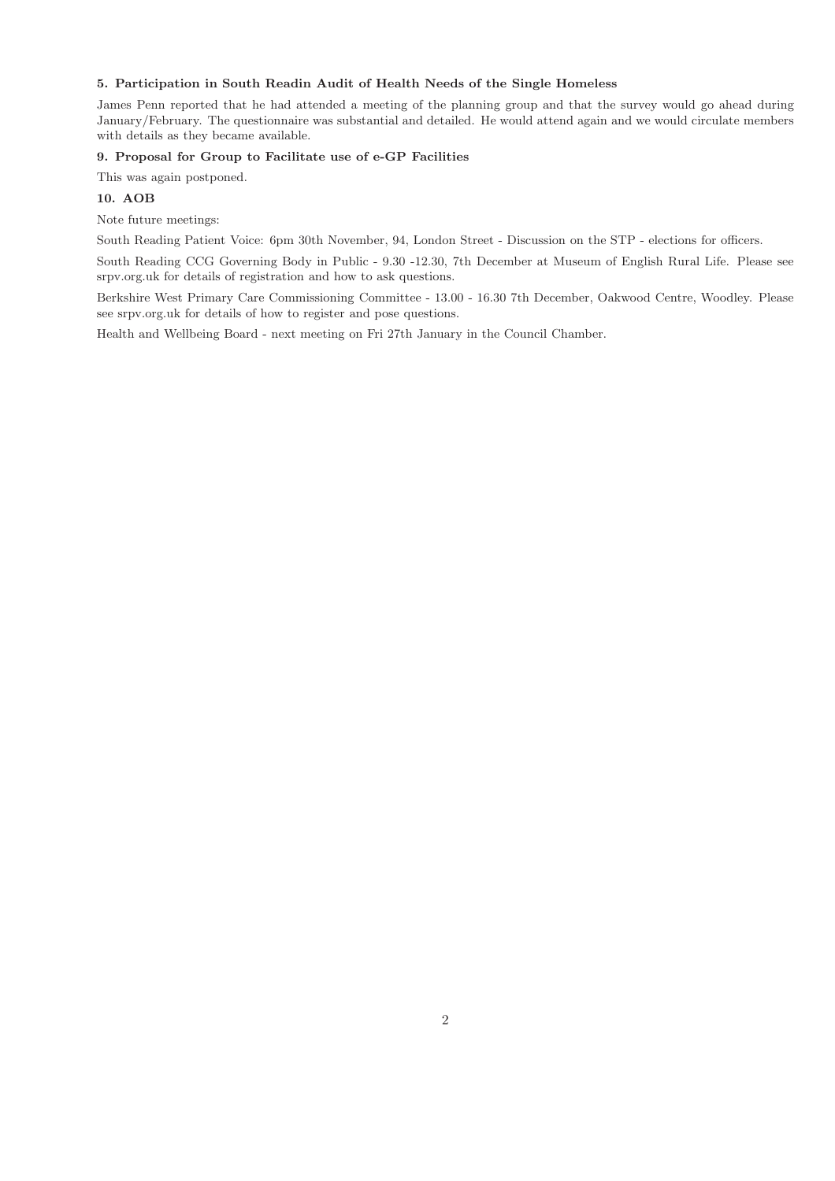### 5. Participation in South Readin Audit of Health Needs of the Single Homeless

James Penn reported that he had attended a meeting of the planning group and that the survey would go ahead during January/February. The questionnaire was substantial and detailed. He would attend again and we would circulate members with details as they became available.

### 9. Proposal for Group to Facilitate use of e-GP Facilities

This was again postponed.

### 10. AOB

Note future meetings:

South Reading Patient Voice: 6pm 30th November, 94, London Street - Discussion on the STP - elections for officers.

South Reading CCG Governing Body in Public - 9.30 -12.30, 7th December at Museum of English Rural Life. Please see srpv.org.uk for details of registration and how to ask questions.

Berkshire West Primary Care Commissioning Committee - 13.00 - 16.30 7th December, Oakwood Centre, Woodley. Please see srpv.org.uk for details of how to register and pose questions.

Health and Wellbeing Board - next meeting on Fri 27th January in the Council Chamber.